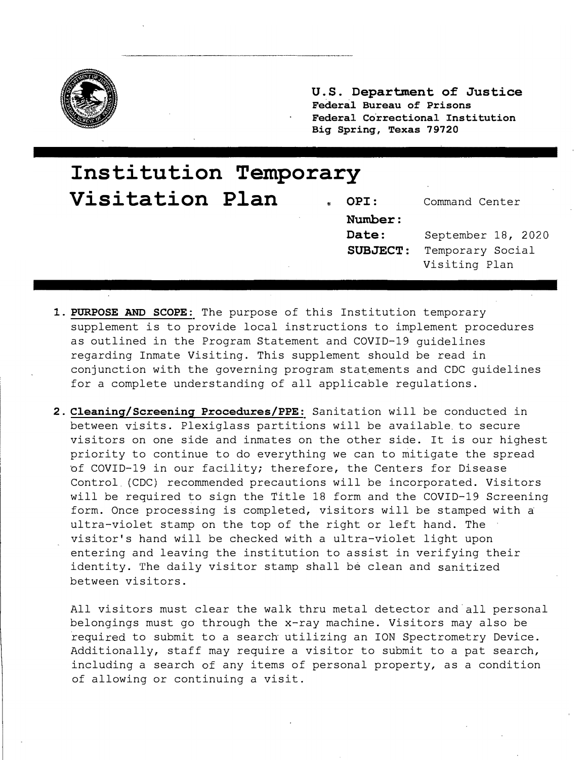**U.S. Department of Justice**
**Federal Bureau of Prisons**
**Federal Correctional Institution**
**Big Spring, Texas 79720**

# Institution Temporary Visitation Plan

**OPI:** Command Center
**Number:**
**Date:** September 18, 2020
**SUBJECT:** Temporary Social Visiting Plan

1. **PURPOSE AND SCOPE:** The purpose of this Institution temporary supplement is to provide local instructions to implement procedures as outlined in the Program Statement and COVID-19 guidelines regarding Inmate Visiting. This supplement should be read in conjunction with the governing program statements and CDC guidelines for a complete understanding of all applicable regulations.

2. **Cleaning/Screening Procedures/PPE:** Sanitation will be conducted in between visits. Plexiglass partitions will be available to secure visitors on one side and inmates on the other side. It is our highest priority to continue to do everything we can to mitigate the spread of COVID-19 in our facility; therefore, the Centers for Disease Control (CDC) recommended precautions will be incorporated. Visitors will be required to sign the Title 18 form and the COVID-19 Screening form. Once processing is completed, visitors will be stamped with a ultra-violet stamp on the top of the right or left hand. The visitor's hand will be checked with a ultra-violet light upon entering and leaving the institution to assist in verifying their identity. The daily visitor stamp shall be clean and sanitized between visitors.

   All visitors must clear the walk thru metal detector and all personal belongings must go through the x-ray machine. Visitors may also be required to submit to a search utilizing an ION Spectrometry Device. Additionally, staff may require a visitor to submit to a pat search, including a search of any items of personal property, as a condition of allowing or continuing a visit.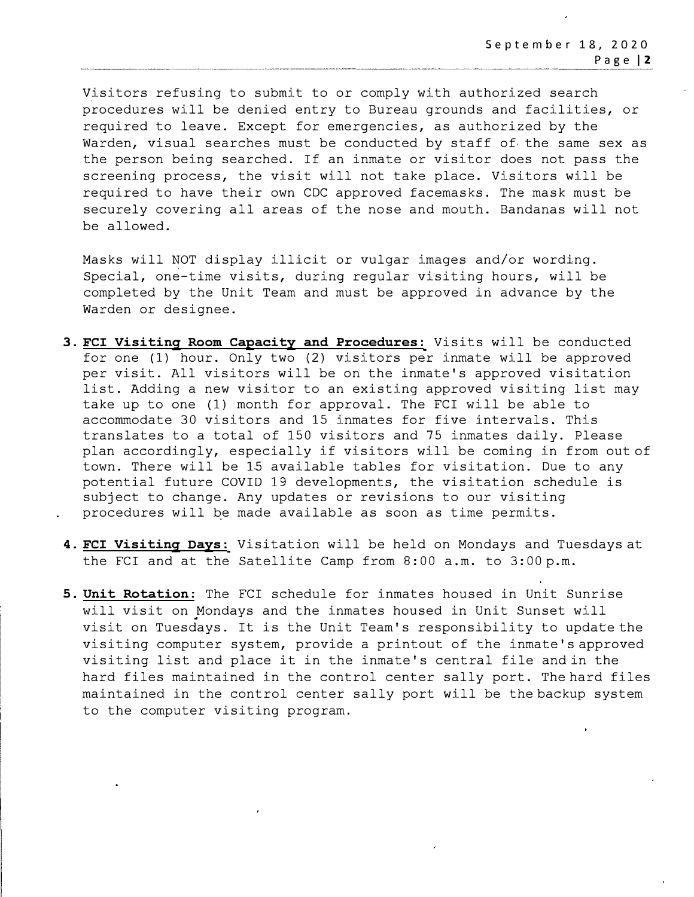Visitors refusing to submit to or comply with authorized search procedures will be denied entry to Bureau grounds and facilities, or required to leave. Except for emergencies, as authorized by the Warden, visual searches must be conducted by staff of the same sex as the person being searched. If an inmate or visitor does not pass the screening process, the visit will not take place. Visitors will be required to have their own CDC approved facemasks. The mask must be securely covering all areas of the nose and mouth. Bandanas will not be allowed.

Masks will NOT display illicit or vulgar images and/or wording. Special, one-time visits, during regular visiting hours, will be completed by the Unit Team and must be approved in advance by the Warden or designee.

3. **FCI Visiting Room Capacity and Procedures:** Visits will be conducted for one (1) hour. Only two (2) visitors per inmate will be approved per visit. All visitors will be on the inmate's approved visitation list. Adding a new visitor to an existing approved visiting list may take up to one (1) month for approval. The FCI will be able to accommodate 30 visitors and 15 inmates for five intervals. This translates to a total of 150 visitors and 75 inmates daily. Please plan accordingly, especially if visitors will be coming in from out of town. There will be 15 available tables for visitation. Due to any potential future COVID 19 developments, the visitation schedule is subject to change. Any updates or revisions to our visiting procedures will be made available as soon as time permits.

4. **FCI Visiting Days:** Visitation will be held on Mondays and Tuesdays at the FCI and at the Satellite Camp from 8:00 a.m. to 3:00 p.m.

5. **Unit Rotation:** The FCI schedule for inmates housed in Unit Sunrise will visit on Mondays and the inmates housed in Unit Sunset will visit on Tuesdays. It is the Unit Team's responsibility to update the visiting computer system, provide a printout of the inmate's approved visiting list and place it in the inmate's central file and in the hard files maintained in the control center sally port. The hard files maintained in the control center sally port will be the backup system to the computer visiting program.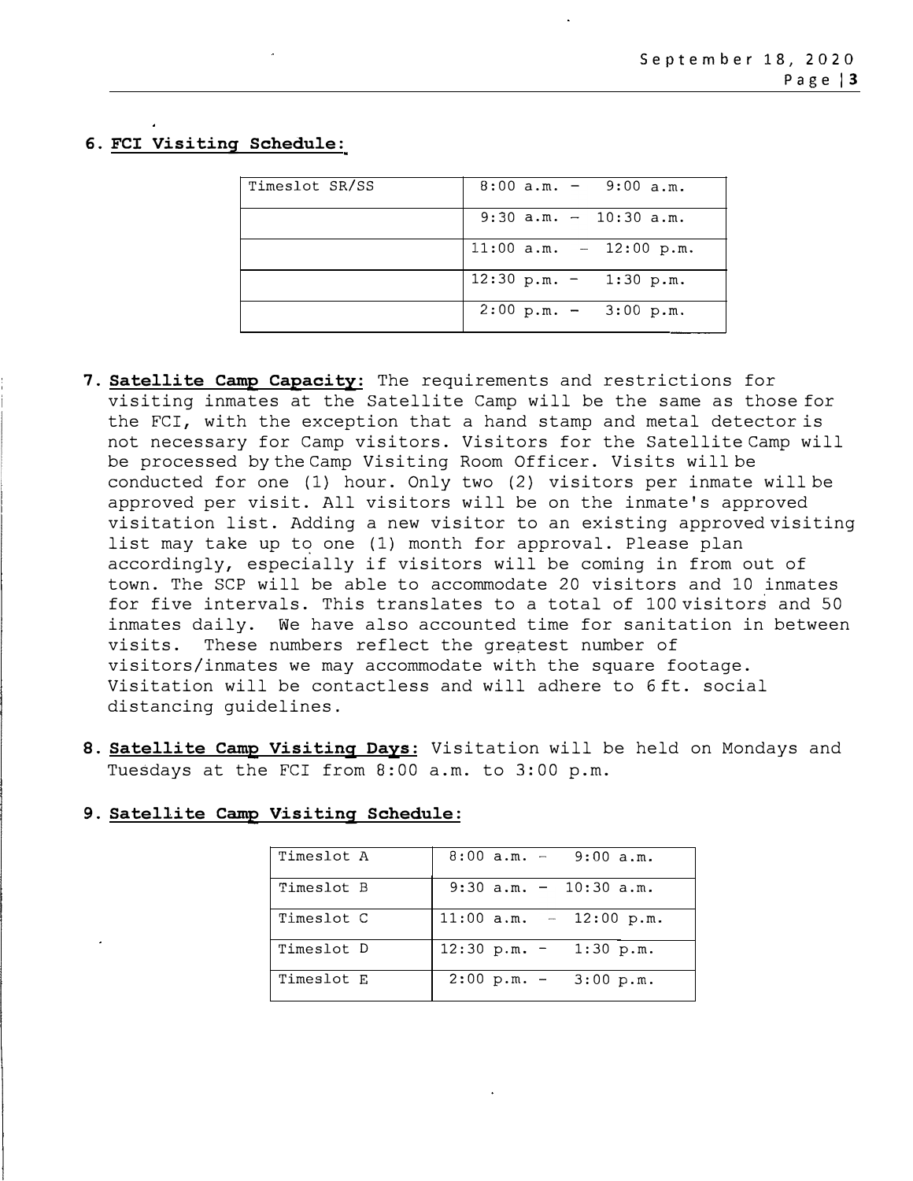6. **FCI Visiting Schedule:**

| Timeslot SR/SS | 8:00 a.m. – 9:00 a.m. |
| --- | --- |
| | 9:30 a.m. – 10:30 a.m. |
| | 11:00 a.m. – 12:00 p.m. |
| | 12:30 p.m. – 1:30 p.m. |
| | 2:00 p.m. – 3:00 p.m. |

7. **Satellite Camp Capacity:** The requirements and restrictions for visiting inmates at the Satellite Camp will be the same as those for the FCI, with the exception that a hand stamp and metal detector is not necessary for Camp visitors. Visitors for the Satellite Camp will be processed by the Camp Visiting Room Officer. Visits will be conducted for one (1) hour. Only two (2) visitors per inmate will be approved per visit. All visitors will be on the inmate's approved visitation list. Adding a new visitor to an existing approved visiting list may take up to one (1) month for approval. Please plan accordingly, especially if visitors will be coming in from out of town. The SCP will be able to accommodate 20 visitors and 10 inmates for five intervals. This translates to a total of 100 visitors and 50 inmates daily. We have also accounted time for sanitation in between visits. These numbers reflect the greatest number of visitors/inmates we may accommodate with the square footage. Visitation will be contactless and will adhere to 6 ft. social distancing guidelines.

8. **Satellite Camp Visiting Days:** Visitation will be held on Mondays and Tuesdays at the FCI from 8:00 a.m. to 3:00 p.m.

9. **Satellite Camp Visiting Schedule:**

| Timeslot A | 8:00 a.m. – 9:00 a.m. |
| --- | --- |
| Timeslot B | 9:30 a.m. – 10:30 a.m. |
| Timeslot C | 11:00 a.m. – 12:00 p.m. |
| Timeslot D | 12:30 p.m. – 1:30 p.m. |
| Timeslot E | 2:00 p.m. – 3:00 p.m. |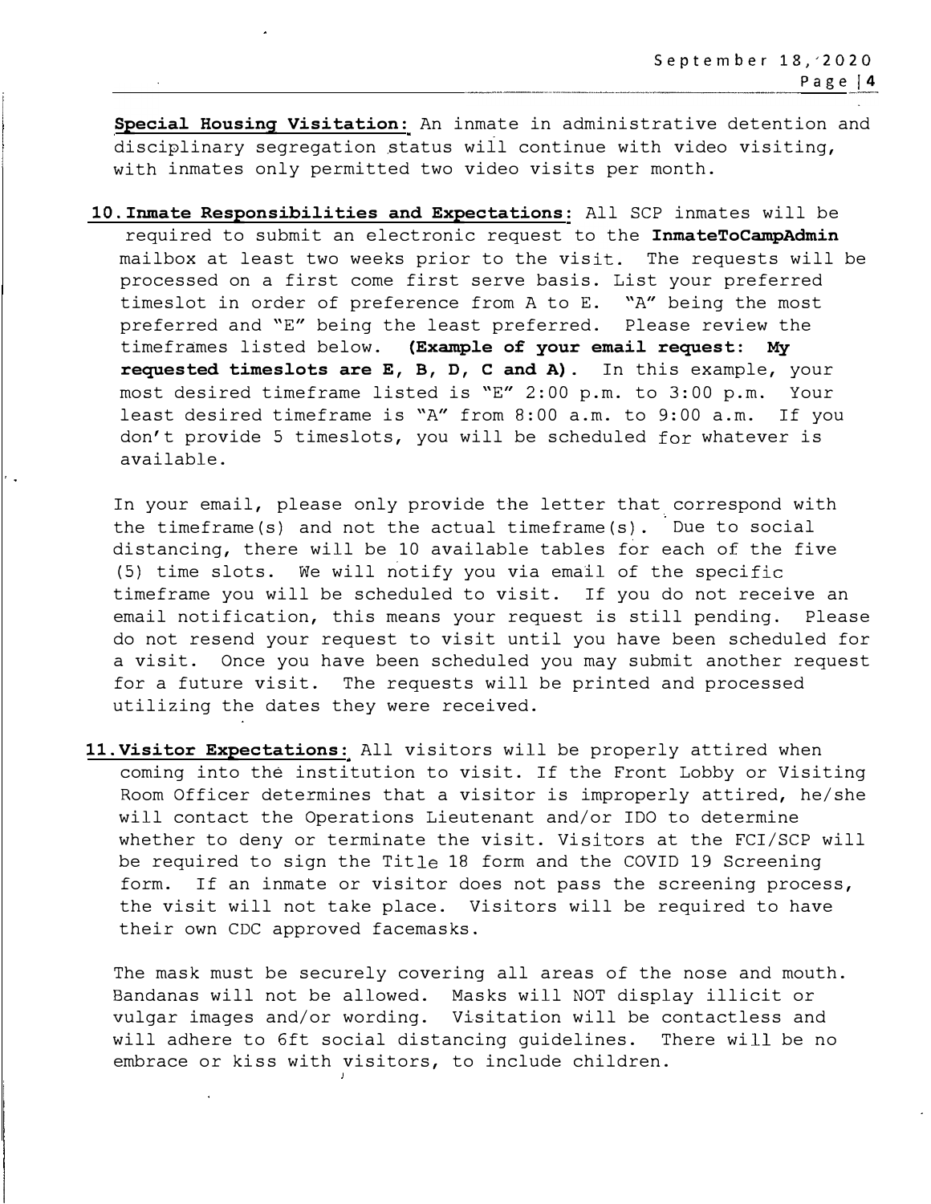**Special Housing Visitation:** An inmate in administrative detention and disciplinary segregation status will continue with video visiting, with inmates only permitted two video visits per month.

10. **Inmate Responsibilities and Expectations:** All SCP inmates will be required to submit an electronic request to the **InmateToCampAdmin** mailbox at least two weeks prior to the visit. The requests will be processed on a first come first serve basis. List your preferred timeslot in order of preference from A to E. "A" being the most preferred and "E" being the least preferred. Please review the timeframes listed below. **(Example of your email request: My requested timeslots are E, B, D, C and A).** In this example, your most desired timeframe listed is "E" 2:00 p.m. to 3:00 p.m. Your least desired timeframe is "A" from 8:00 a.m. to 9:00 a.m. If you don't provide 5 timeslots, you will be scheduled for whatever is available.

   In your email, please only provide the letter that correspond with the timeframe(s) and not the actual timeframe(s). Due to social distancing, there will be 10 available tables for each of the five (5) time slots. We will notify you via email of the specific timeframe you will be scheduled to visit. If you do not receive an email notification, this means your request is still pending. Please do not resend your request to visit until you have been scheduled for a visit. Once you have been scheduled you may submit another request for a future visit. The requests will be printed and processed utilizing the dates they were received.

11. **Visitor Expectations:** All visitors will be properly attired when coming into the institution to visit. If the Front Lobby or Visiting Room Officer determines that a visitor is improperly attired, he/she will contact the Operations Lieutenant and/or IDO to determine whether to deny or terminate the visit. Visitors at the FCI/SCP will be required to sign the Title 18 form and the COVID 19 Screening form. If an inmate or visitor does not pass the screening process, the visit will not take place. Visitors will be required to have their own CDC approved facemasks.

   The mask must be securely covering all areas of the nose and mouth. Bandanas will not be allowed. Masks will NOT display illicit or vulgar images and/or wording. Visitation will be contactless and will adhere to 6ft social distancing guidelines. There will be no embrace or kiss with visitors, to include children.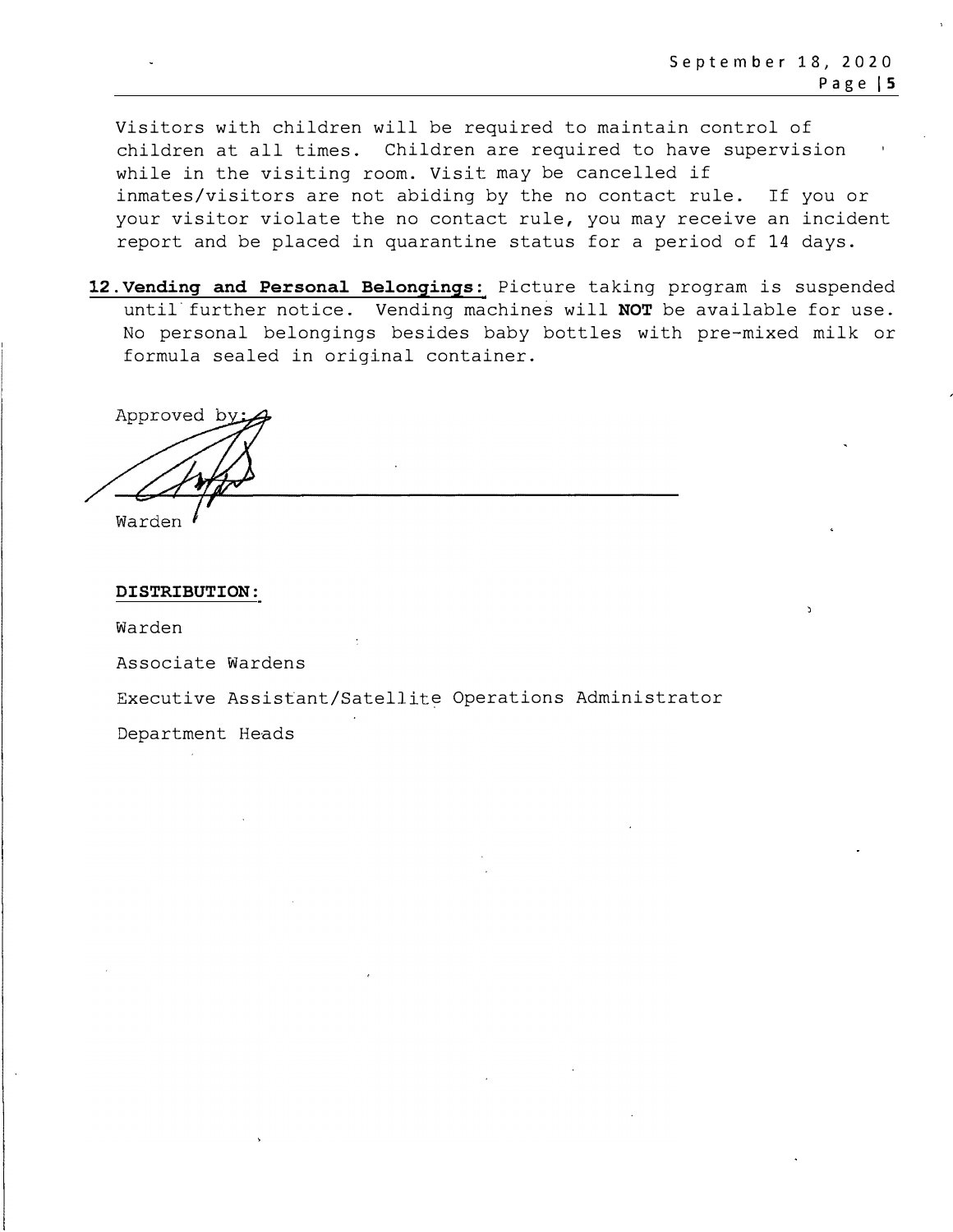Visitors with children will be required to maintain control of children at all times. Children are required to have supervision while in the visiting room. Visit may be cancelled if inmates/visitors are not abiding by the no contact rule. If you or your visitor violate the no contact rule, you may receive an incident report and be placed in quarantine status for a period of 14 days.

12. **Vending and Personal Belongings:** Picture taking program is suspended until further notice. Vending machines will **NOT** be available for use. No personal belongings besides baby bottles with pre-mixed milk or formula sealed in original container.

Approved by:

Warden

**DISTRIBUTION:**

Warden

Associate Wardens

Executive Assistant/Satellite Operations Administrator

Department Heads